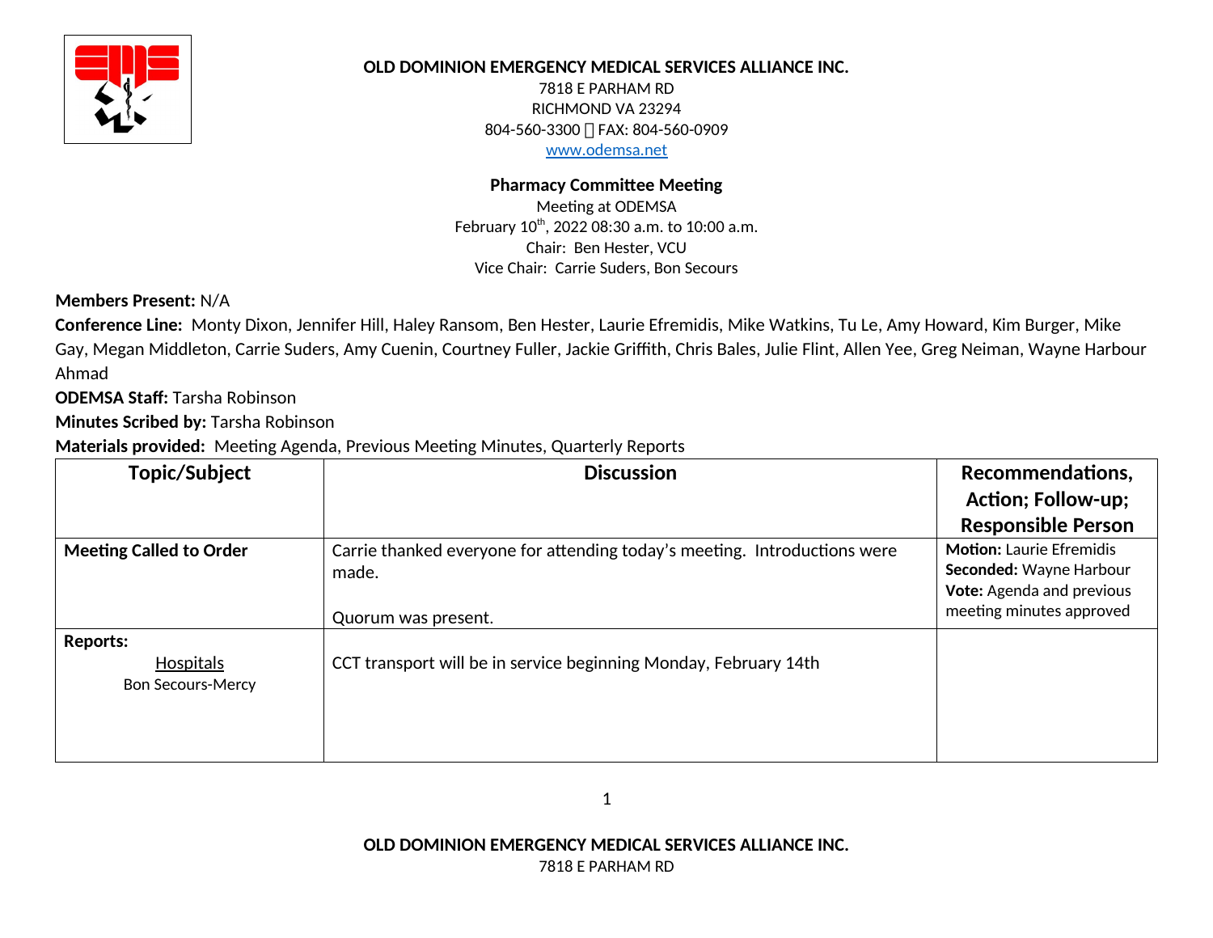**OLD DOMINION EMERGENCY MEDICAL SERVICES ALLIANCE INC.**
7818 E PARHAM RD
RICHMOND VA 23294
804-560-3300  FAX: 804-560-0909
www.odemsa.net

**Pharmacy Committee Meeting**
Meeting at ODEMSA
February 10th, 2022 08:30 a.m. to 10:00 a.m.
Chair: Ben Hester, VCU
Vice Chair: Carrie Suders, Bon Secours

**Members Present:** N/A

**Conference Line:** Monty Dixon, Jennifer Hill, Haley Ransom, Ben Hester, Laurie Efremidis, Mike Watkins, Tu Le, Amy Howard, Kim Burger, Mike Gay, Megan Middleton, Carrie Suders, Amy Cuenin, Courtney Fuller, Jackie Griffith, Chris Bales, Julie Flint, Allen Yee, Greg Neiman, Wayne Harbour Ahmad

**ODEMSA Staff:** Tarsha Robinson

**Minutes Scribed by:** Tarsha Robinson

**Materials provided:** Meeting Agenda, Previous Meeting Minutes, Quarterly Reports

| Topic/Subject | Discussion | Recommendations, Action; Follow-up; Responsible Person |
|---|---|---|
| **Meeting Called to Order** | Carrie thanked everyone for attending today's meeting. Introductions were made.<br><br>Quorum was present. | **Motion:** Laurie Efremidis<br>**Seconded:** Wayne Harbour<br>**Vote:** Agenda and previous meeting minutes approved |
| **Reports:**<br>Hospitals<br>Bon Secours-Mercy | CCT transport will be in service beginning Monday, February 14th | |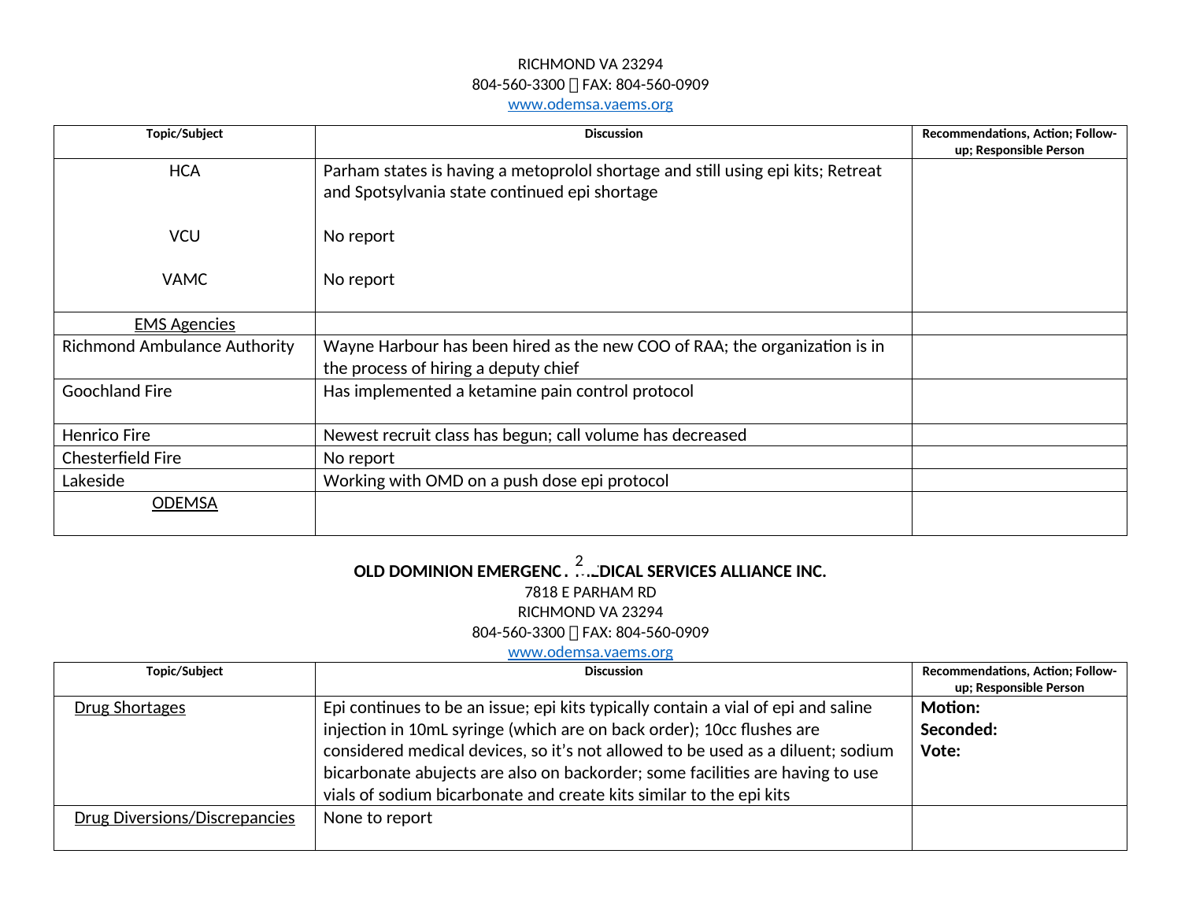| Topic/Subject | Discussion | Recommendations, Action; Follow-up; Responsible Person |
|---|---|---|
| HCA<br><br>VCU<br><br>VAMC | Parham states is having a metoprolol shortage and still using epi kits; Retreat and Spotsylvania state continued epi shortage<br><br>No report<br><br>No report | |
| EMS Agencies | | |
| Richmond Ambulance Authority | Wayne Harbour has been hired as the new COO of RAA; the organization is in the process of hiring a deputy chief | |
| Goochland Fire | Has implemented a ketamine pain control protocol | |
| Henrico Fire | Newest recruit class has begun; call volume has decreased | |
| Chesterfield Fire | No report | |
| Lakeside | Working with OMD on a push dose epi protocol | |
| ODEMSA | | |

**OLD DOMINION EMERGENCY MEDICAL SERVICES ALLIANCE INC.**

7818 E PARHAM RD
RICHMOND VA 23294
804-560-3300  FAX: 804-560-0909
www.odemsa.vaems.org

| Topic/Subject | Discussion | Recommendations, Action; Follow-up; Responsible Person |
|---|---|---|
| Drug Shortages | Epi continues to be an issue; epi kits typically contain a vial of epi and saline injection in 10mL syringe (which are on back order); 10cc flushes are considered medical devices, so it's not allowed to be used as a diluent; sodium bicarbonate abujects are also on backorder; some facilities are having to use vials of sodium bicarbonate and create kits similar to the epi kits | **Motion:**<br>**Seconded:**<br>**Vote:** |
| Drug Diversions/Discrepancies | None to report | |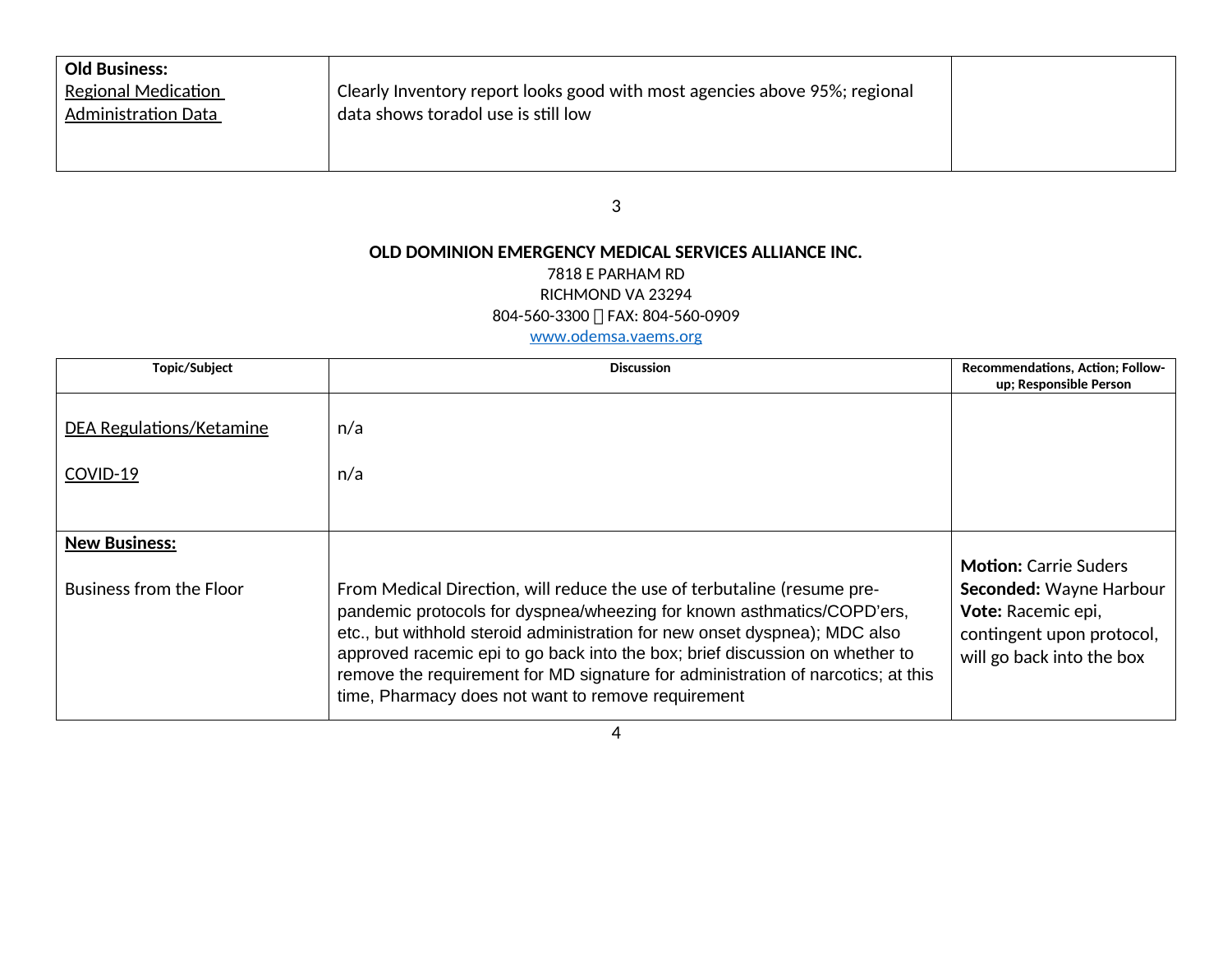| **Old Business:** Regional Medication Administration Data | Clearly Inventory report looks good with most agencies above 95%; regional data shows toradol use is still low | |
|---|---|---|

**OLD DOMINION EMERGENCY MEDICAL SERVICES ALLIANCE INC.**
7818 E PARHAM RD
RICHMOND VA 23294
804-560-3300  FAX: 804-560-0909
www.odemsa.vaems.org

| Topic/Subject | Discussion | Recommendations, Action; Follow-up; Responsible Person |
|---|---|---|
| DEA Regulations/Ketamine<br><br>COVID-19 | n/a<br><br>n/a | |
| **New Business:**<br><br>Business from the Floor | From Medical Direction, will reduce the use of terbutaline (resume pre-pandemic protocols for dyspnea/wheezing for known asthmatics/COPD'ers, etc., but withhold steroid administration for new onset dyspnea); MDC also approved racemic epi to go back into the box; brief discussion on whether to remove the requirement for MD signature for administration of narcotics; at this time, Pharmacy does not want to remove requirement | **Motion:** Carrie Suders<br>**Seconded:** Wayne Harbour<br>**Vote:** Racemic epi, contingent upon protocol, will go back into the box |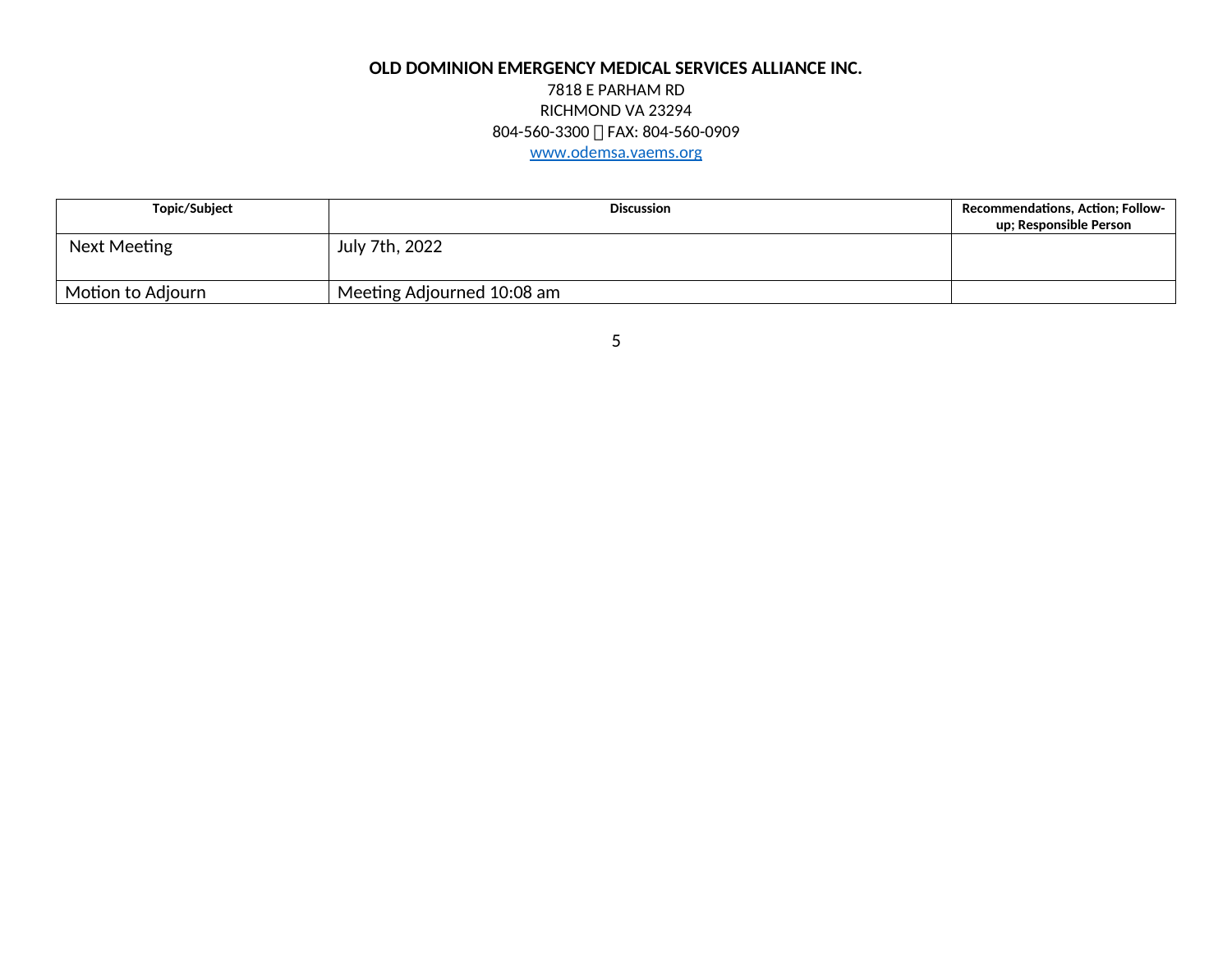**OLD DOMINION EMERGENCY MEDICAL SERVICES ALLIANCE INC.**
7818 E PARHAM RD
RICHMOND VA 23294
804-560-3300  FAX: 804-560-0909
www.odemsa.vaems.org

| Topic/Subject | Discussion | Recommendations, Action; Follow-up; Responsible Person |
| --- | --- | --- |
| Next Meeting | July 7th, 2022 | |
| Motion to Adjourn | Meeting Adjourned 10:08 am | |